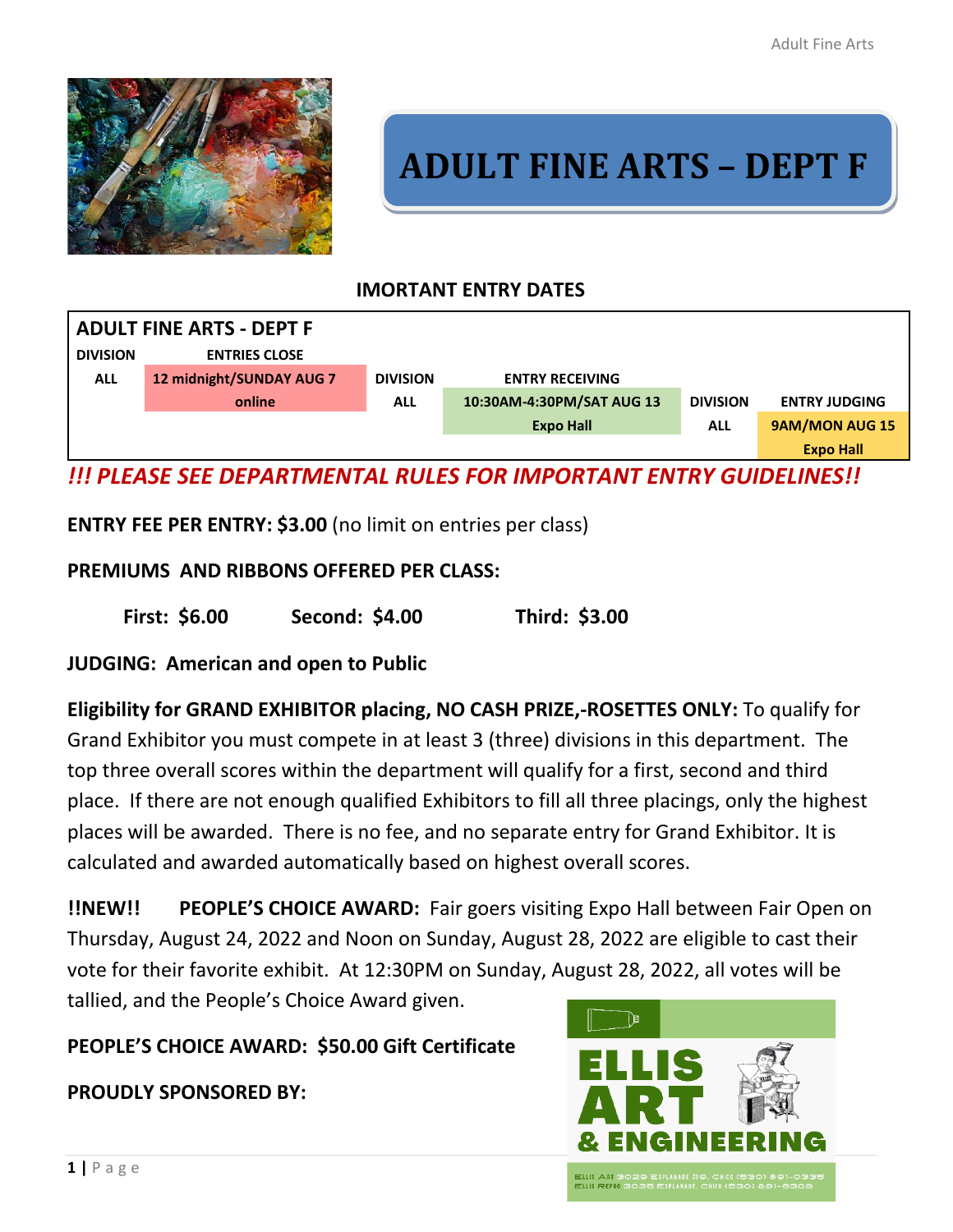# ADULT FINE ARTS – DEPT F

### IMORTANT ENTRY DATES

| ADULT FINE ARTS - DEPT F | | | | | | | |
|---|---|---|---|---|---|---|---|
| DIVISION | ENTRIES CLOSE | | | | | | |
| ALL | 12 midnight/SUNDAY AUG 7 online | DIVISION | ENTRY RECEIVING | | | | |
| | | ALL | 10:30AM-4:30PM/SAT AUG 13 Expo Hall | DIVISION | ENTRY JUDGING | | |
| | | | | ALL | 9AM/MON AUG 15 Expo Hall | | |

***!!! PLEASE SEE DEPARTMENTAL RULES FOR IMPORTANT ENTRY GUIDELINES!!***

**ENTRY FEE PER ENTRY: $3.00** (no limit on entries per class)

**PREMIUMS AND RIBBONS OFFERED PER CLASS:**

**First: $6.00** **Second: $4.00** **Third: $3.00**

**JUDGING: American and open to Public**

**Eligibility for GRAND EXHIBITOR placing, NO CASH PRIZE,-ROSETTES ONLY:** To qualify for Grand Exhibitor you must compete in at least 3 (three) divisions in this department. The top three overall scores within the department will qualify for a first, second and third place. If there are not enough qualified Exhibitors to fill all three placings, only the highest places will be awarded. There is no fee, and no separate entry for Grand Exhibitor. It is calculated and awarded automatically based on highest overall scores.

**!!NEW!! PEOPLE'S CHOICE AWARD:** Fair goers visiting Expo Hall between Fair Open on Thursday, August 24, 2022 and Noon on Sunday, August 28, 2022 are eligible to cast their vote for their favorite exhibit. At 12:30PM on Sunday, August 28, 2022, all votes will be tallied, and the People's Choice Award given.

**PEOPLE'S CHOICE AWARD: $50.00 Gift Certificate**

**PROUDLY SPONSORED BY:**

ELLIS ART & ENGINEERING

ELLIS ART 3029 ESPLANADE #9, CHICO (530) 891-0335
ELLIS REPRO 3035 ESPLANADE, CHICO (530) 891-6309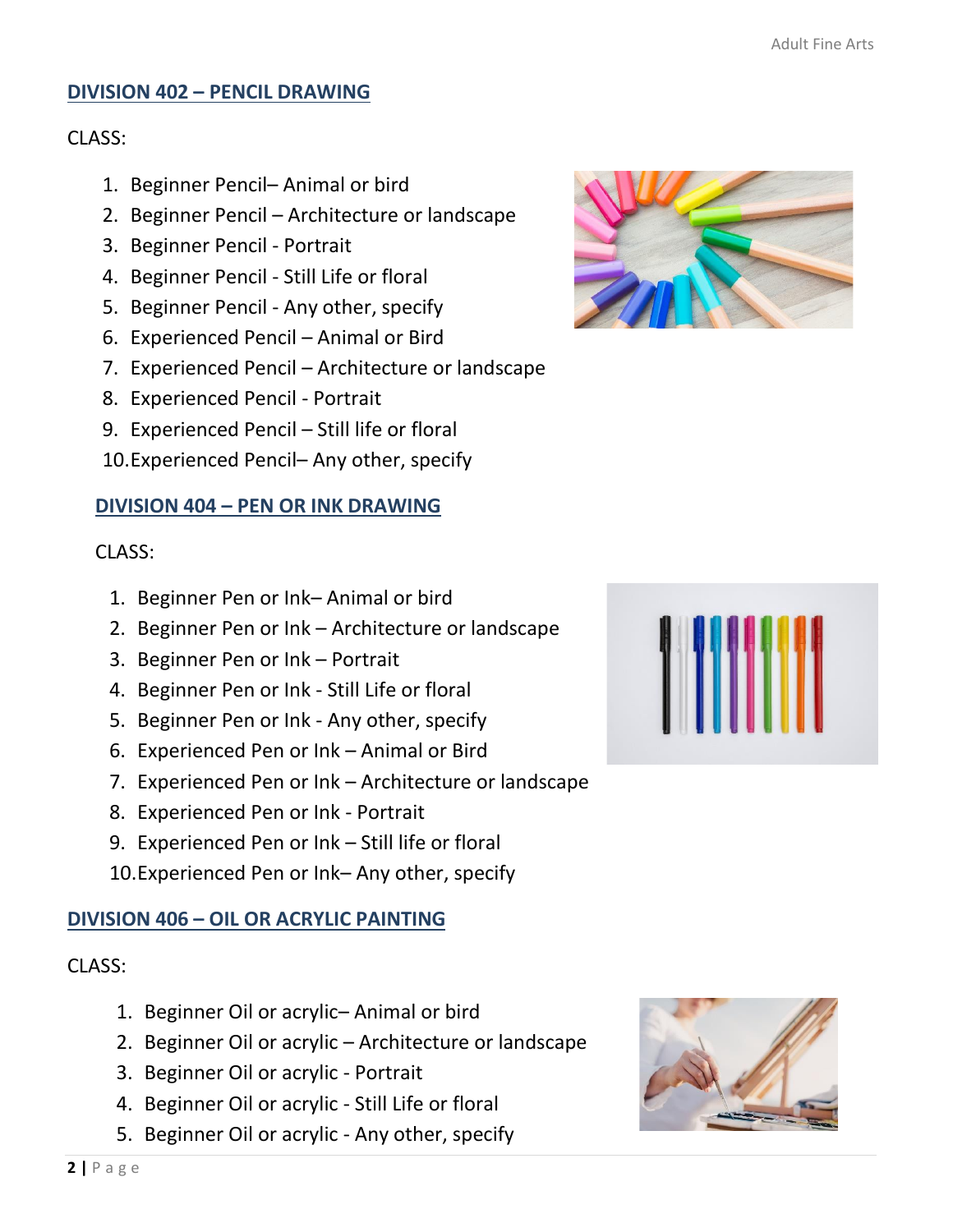## DIVISION 402 – PENCIL DRAWING

CLASS:

1. Beginner Pencil– Animal or bird
2. Beginner Pencil – Architecture or landscape
3. Beginner Pencil - Portrait
4. Beginner Pencil - Still Life or floral
5. Beginner Pencil - Any other, specify
6. Experienced Pencil – Animal or Bird
7. Experienced Pencil – Architecture or landscape
8. Experienced Pencil - Portrait
9. Experienced Pencil – Still life or floral
10. Experienced Pencil– Any other, specify

## DIVISION 404 – PEN OR INK DRAWING

CLASS:

1. Beginner Pen or Ink– Animal or bird
2. Beginner Pen or Ink – Architecture or landscape
3. Beginner Pen or Ink – Portrait
4. Beginner Pen or Ink - Still Life or floral
5. Beginner Pen or Ink - Any other, specify
6. Experienced Pen or Ink – Animal or Bird
7. Experienced Pen or Ink – Architecture or landscape
8. Experienced Pen or Ink - Portrait
9. Experienced Pen or Ink – Still life or floral
10. Experienced Pen or Ink– Any other, specify

## DIVISION 406 – OIL OR ACRYLIC PAINTING

CLASS:

1. Beginner Oil or acrylic– Animal or bird
2. Beginner Oil or acrylic – Architecture or landscape
3. Beginner Oil or acrylic - Portrait
4. Beginner Oil or acrylic - Still Life or floral
5. Beginner Oil or acrylic - Any other, specify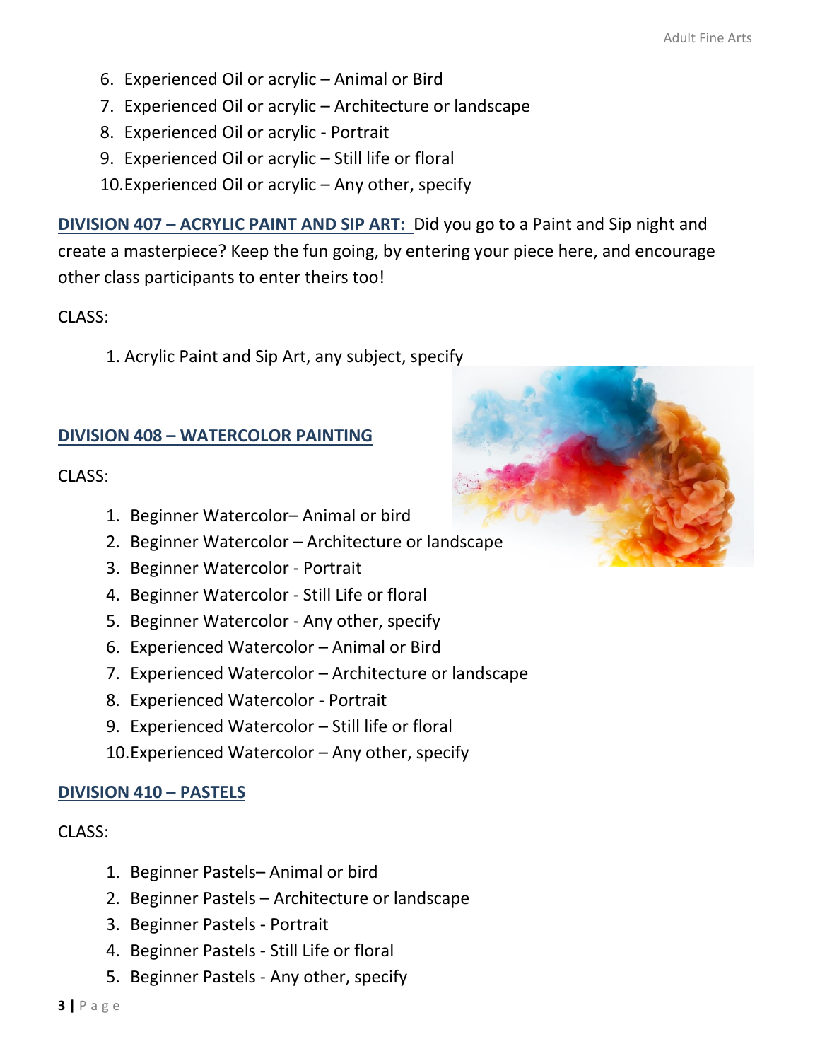6. Experienced Oil or acrylic – Animal or Bird
7. Experienced Oil or acrylic – Architecture or landscape
8. Experienced Oil or acrylic - Portrait
9. Experienced Oil or acrylic – Still life or floral
10. Experienced Oil or acrylic – Any other, specify

**DIVISION 407 – ACRYLIC PAINT AND SIP ART:** Did you go to a Paint and Sip night and create a masterpiece? Keep the fun going, by entering your piece here, and encourage other class participants to enter theirs too!

CLASS:

1. Acrylic Paint and Sip Art, any subject, specify

**DIVISION 408 – WATERCOLOR PAINTING**

CLASS:

1. Beginner Watercolor– Animal or bird
2. Beginner Watercolor – Architecture or landscape
3. Beginner Watercolor - Portrait
4. Beginner Watercolor - Still Life or floral
5. Beginner Watercolor - Any other, specify
6. Experienced Watercolor – Animal or Bird
7. Experienced Watercolor – Architecture or landscape
8. Experienced Watercolor - Portrait
9. Experienced Watercolor – Still life or floral
10. Experienced Watercolor – Any other, specify

**DIVISION 410 – PASTELS**

CLASS:

1. Beginner Pastels– Animal or bird
2. Beginner Pastels – Architecture or landscape
3. Beginner Pastels - Portrait
4. Beginner Pastels - Still Life or floral
5. Beginner Pastels - Any other, specify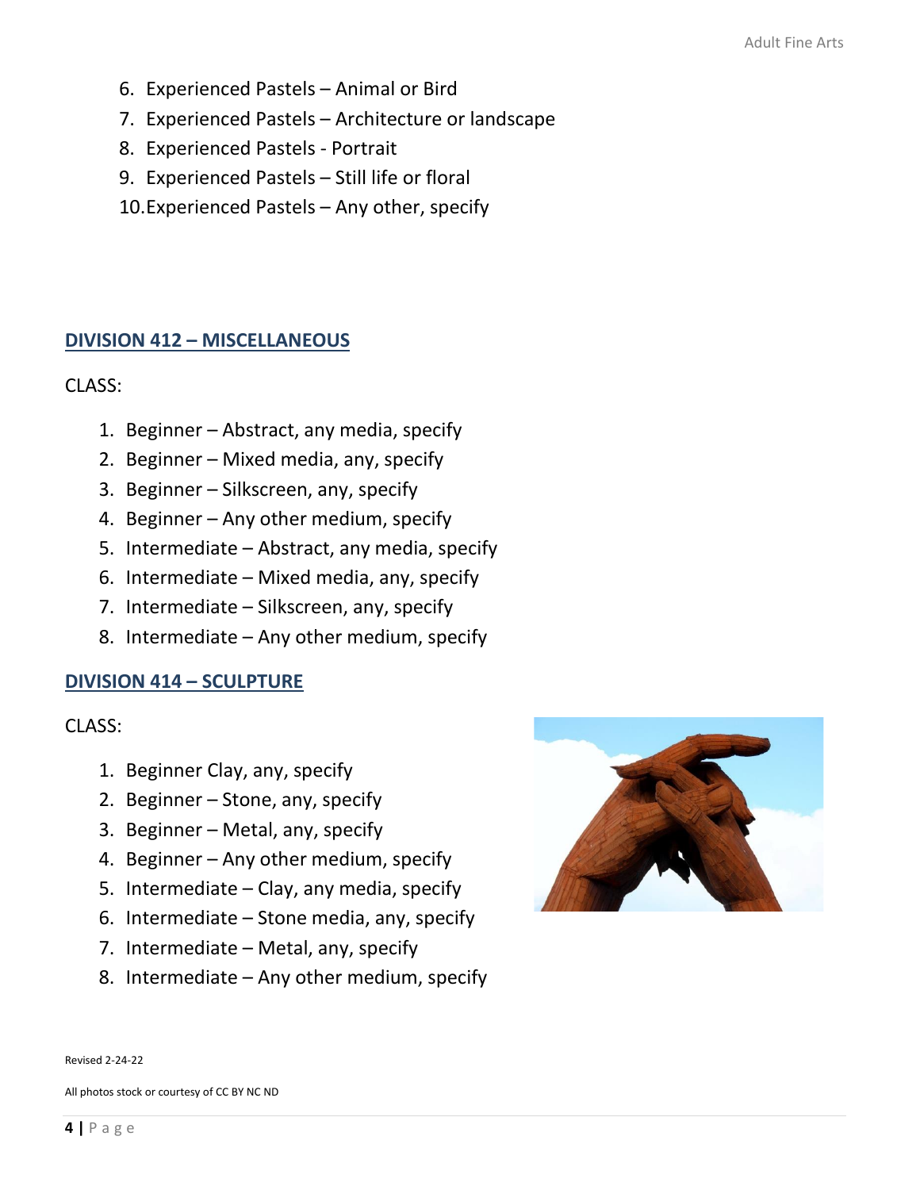6. Experienced Pastels – Animal or Bird
7. Experienced Pastels – Architecture or landscape
8. Experienced Pastels - Portrait
9. Experienced Pastels – Still life or floral
10. Experienced Pastels – Any other, specify

## DIVISION 412 – MISCELLANEOUS

CLASS:

1. Beginner – Abstract, any media, specify
2. Beginner – Mixed media, any, specify
3. Beginner – Silkscreen, any, specify
4. Beginner – Any other medium, specify
5. Intermediate – Abstract, any media, specify
6. Intermediate – Mixed media, any, specify
7. Intermediate – Silkscreen, any, specify
8. Intermediate – Any other medium, specify

## DIVISION 414 – SCULPTURE

CLASS:

1. Beginner Clay, any, specify
2. Beginner – Stone, any, specify
3. Beginner – Metal, any, specify
4. Beginner – Any other medium, specify
5. Intermediate – Clay, any media, specify
6. Intermediate – Stone media, any, specify
7. Intermediate – Metal, any, specify
8. Intermediate – Any other medium, specify

Revised 2-24-22

All photos stock or courtesy of CC BY NC ND